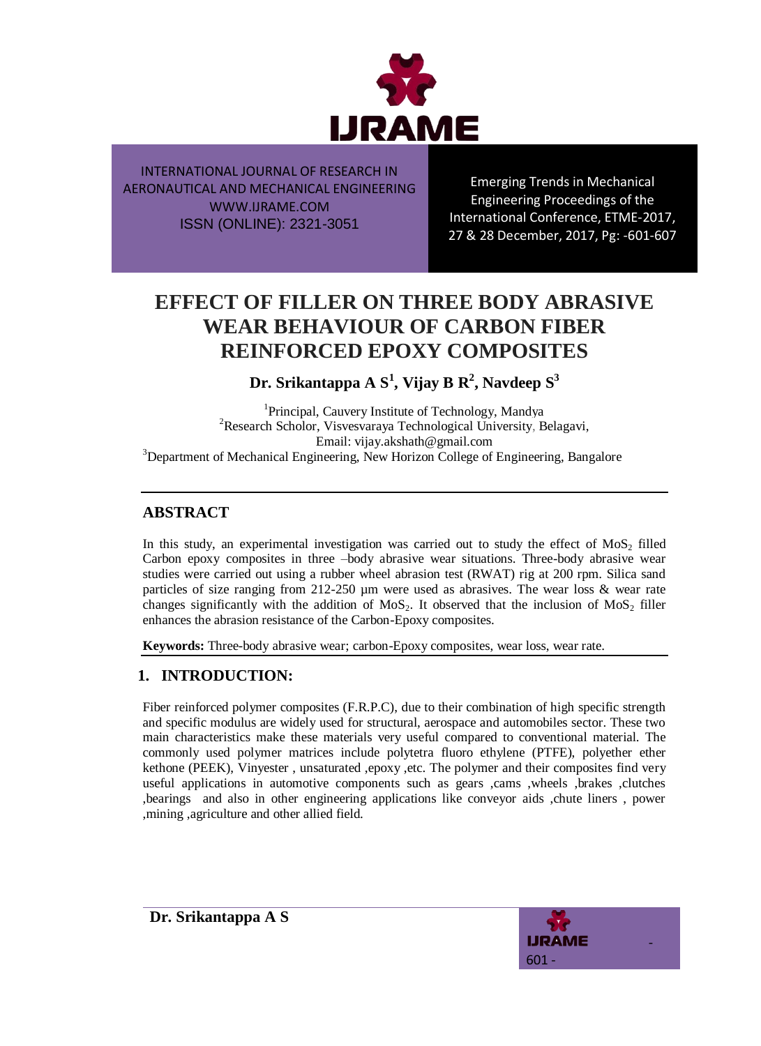# EFFECT OF FILLER ON THREE BODY ABRASIVE WEAR BEHAVIOUR OF CARBON FIBER REINFORCED EPOXY COMPOSITES

**Dr. Srikantappa A S[1], Vijay B R[2], Navdeep S[3]**

[1]Principal, Cauvery Institute of Technology, Mandya
[2]Research Scholor, Visvesvaraya Technological University, Belagavi,
Email: vijay.akshath@gmail.com
[3]Department of Mechanical Engineering, New Horizon College of Engineering, Bangalore

## ABSTRACT

In this study, an experimental investigation was carried out to study the effect of $MoS_2$ filled Carbon epoxy composites in three –body abrasive wear situations. Three-body abrasive wear studies were carried out using a rubber wheel abrasion test (RWAT) rig at 200 rpm. Silica sand particles of size ranging from 212-250 µm were used as abrasives. The wear loss & wear rate changes significantly with the addition of $MoS_2$. It observed that the inclusion of $MoS_2$ filler enhances the abrasion resistance of the Carbon-Epoxy composites.

**Keywords:** Three-body abrasive wear; carbon-Epoxy composites, wear loss, wear rate.

## 1. INTRODUCTION:

Fiber reinforced polymer composites (F.R.P.C), due to their combination of high specific strength and specific modulus are widely used for structural, aerospace and automobiles sector. These two main characteristics make these materials very useful compared to conventional material. The commonly used polymer matrices include polytetra fluoro ethylene (PTFE), polyether ether kethone (PEEK), Vinyester , unsaturated ,epoxy ,etc. The polymer and their composites find very useful applications in automotive components such as gears ,cams ,wheels ,brakes ,clutches ,bearings and also in other engineering applications like conveyor aids ,chute liners , power ,mining ,agriculture and other allied field.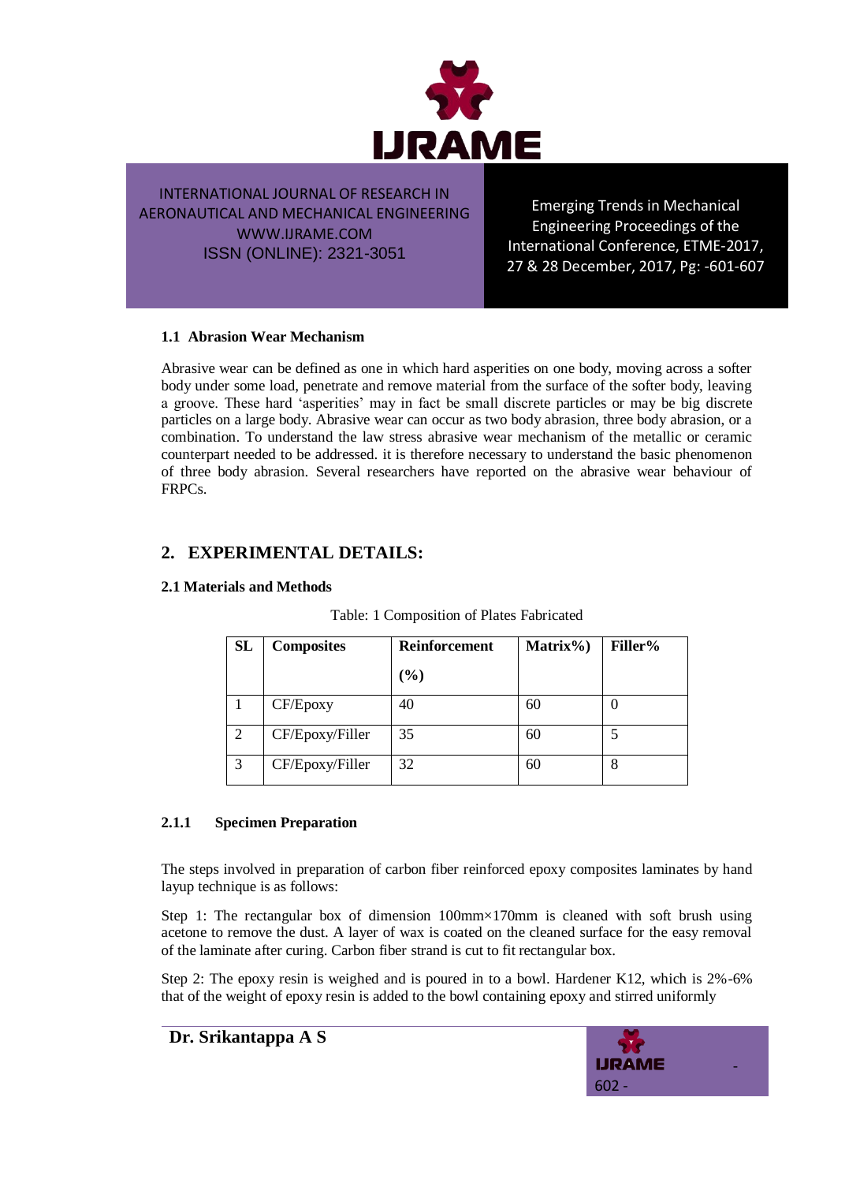### 1.1 Abrasion Wear Mechanism

Abrasive wear can be defined as one in which hard asperities on one body, moving across a softer body under some load, penetrate and remove material from the surface of the softer body, leaving a groove. These hard 'asperities' may in fact be small discrete particles or may be big discrete particles on a large body. Abrasive wear can occur as two body abrasion, three body abrasion, or a combination. To understand the law stress abrasive wear mechanism of the metallic or ceramic counterpart needed to be addressed. it is therefore necessary to understand the basic phenomenon of three body abrasion. Several researchers have reported on the abrasive wear behaviour of FRPCs.

## 2. EXPERIMENTAL DETAILS:

### 2.1 Materials and Methods

Table: 1 Composition of Plates Fabricated

| SL | Composites | Reinforcement (%) | Matrix%) | Filler% |
|---|---|---|---|---|
| 1 | CF/Epoxy | 40 | 60 | 0 |
| 2 | CF/Epoxy/Filler | 35 | 60 | 5 |
| 3 | CF/Epoxy/Filler | 32 | 60 | 8 |

#### 2.1.1 Specimen Preparation

The steps involved in preparation of carbon fiber reinforced epoxy composites laminates by hand layup technique is as follows:

Step 1: The rectangular box of dimension 100mm×170mm is cleaned with soft brush using acetone to remove the dust. A layer of wax is coated on the cleaned surface for the easy removal of the laminate after curing. Carbon fiber strand is cut to fit rectangular box.

Step 2: The epoxy resin is weighed and is poured in to a bowl. Hardener K12, which is 2%-6% that of the weight of epoxy resin is added to the bowl containing epoxy and stirred uniformly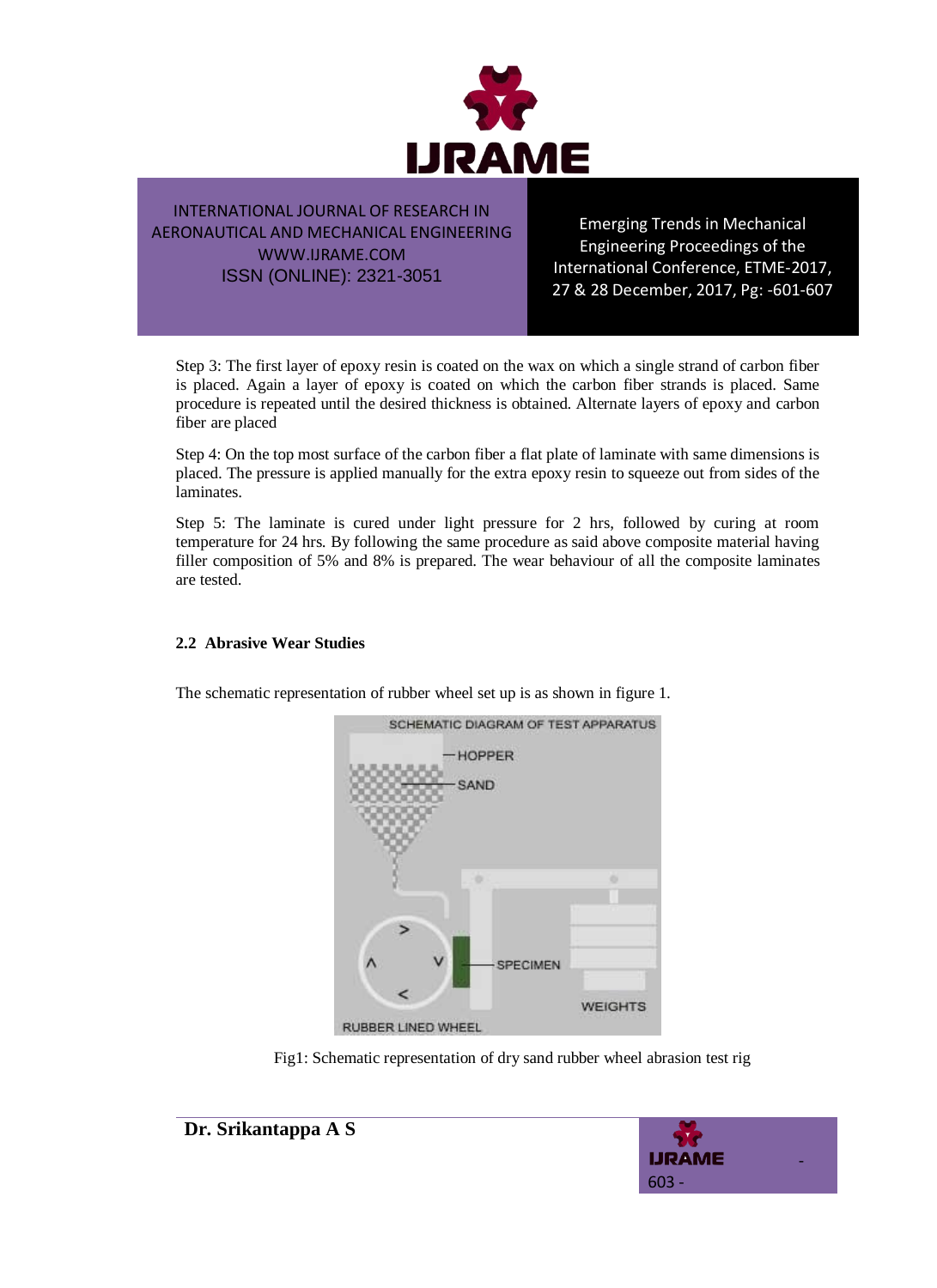Step 3: The first layer of epoxy resin is coated on the wax on which a single strand of carbon fiber is placed. Again a layer of epoxy is coated on which the carbon fiber strands is placed. Same procedure is repeated until the desired thickness is obtained. Alternate layers of epoxy and carbon fiber are placed

Step 4: On the top most surface of the carbon fiber a flat plate of laminate with same dimensions is placed. The pressure is applied manually for the extra epoxy resin to squeeze out from sides of the laminates.

Step 5: The laminate is cured under light pressure for 2 hrs, followed by curing at room temperature for 24 hrs. By following the same procedure as said above composite material having filler composition of 5% and 8% is prepared. The wear behaviour of all the composite laminates are tested.

### 2.2 Abrasive Wear Studies

The schematic representation of rubber wheel set up is as shown in figure 1.

Fig1: Schematic representation of dry sand rubber wheel abrasion test rig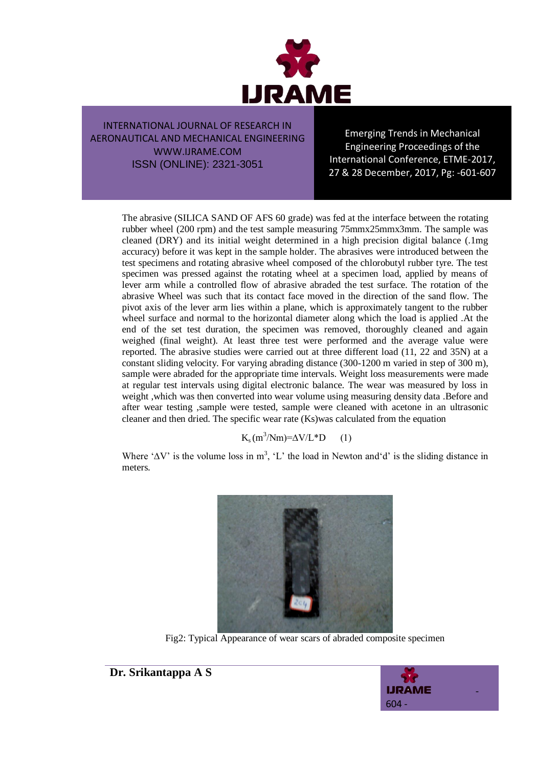The abrasive (SILICA SAND OF AFS 60 grade) was fed at the interface between the rotating rubber wheel (200 rpm) and the test sample measuring 75mmx25mmx3mm. The sample was cleaned (DRY) and its initial weight determined in a high precision digital balance (.1mg accuracy) before it was kept in the sample holder. The abrasives were introduced between the test specimens and rotating abrasive wheel composed of the chlorobutyl rubber tyre. The test specimen was pressed against the rotating wheel at a specimen load, applied by means of lever arm while a controlled flow of abrasive abraded the test surface. The rotation of the abrasive Wheel was such that its contact face moved in the direction of the sand flow. The pivot axis of the lever arm lies within a plane, which is approximately tangent to the rubber wheel surface and normal to the horizontal diameter along which the load is applied .At the end of the set test duration, the specimen was removed, thoroughly cleaned and again weighed (final weight). At least three test were performed and the average value were reported. The abrasive studies were carried out at three different load (11, 22 and 35N) at a constant sliding velocity. For varying abrading distance (300-1200 m varied in step of 300 m), sample were abraded for the appropriate time intervals. Weight loss measurements were made at regular test intervals using digital electronic balance. The wear was measured by loss in weight ,which was then converted into wear volume using measuring density data .Before and after wear testing ,sample were tested, sample were cleaned with acetone in an ultrasonic cleaner and then dried. The specific wear rate (Ks)was calculated from the equation

$$K_s\,(m^3/Nm) = \Delta V / L * D \qquad (1)$$

Where '$\Delta V$' is the volume loss in $m^3$, 'L' the load in Newton and'd' is the sliding distance in meters.

Fig2: Typical Appearance of wear scars of abraded composite specimen

**Dr. Srikantappa A S**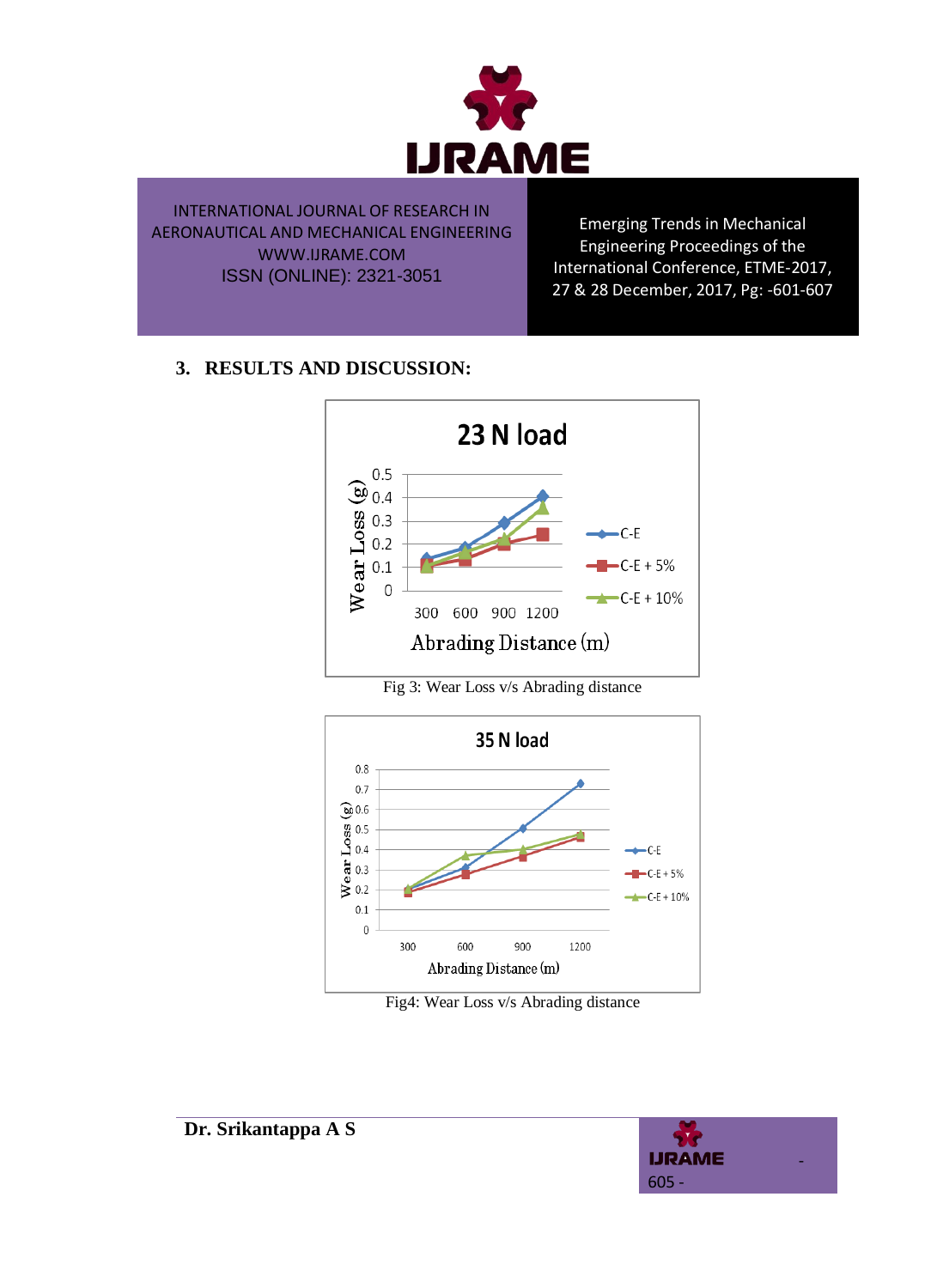## 3. RESULTS AND DISCUSSION:

Fig 3: Wear Loss v/s Abrading distance

Fig4: Wear Loss v/s Abrading distance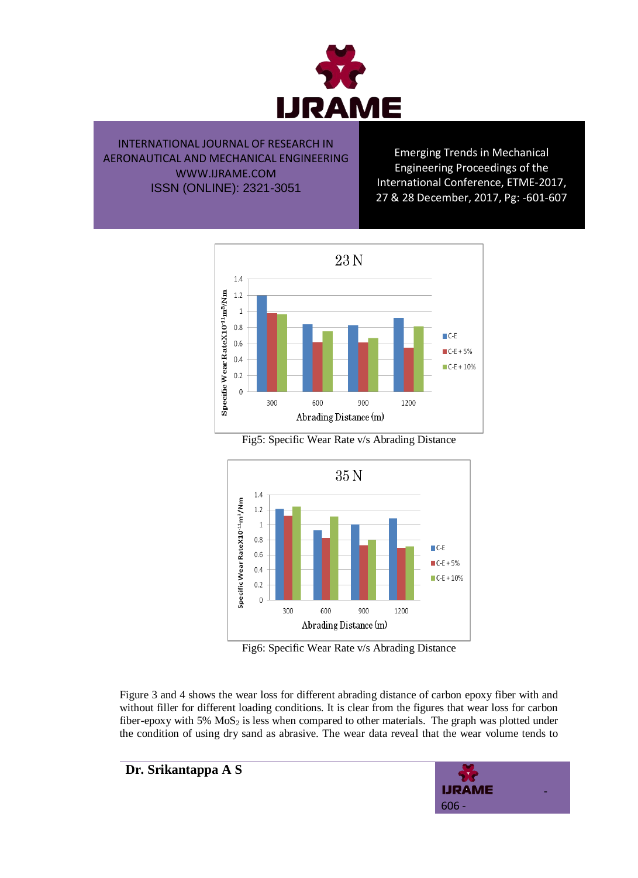Fig5: Specific Wear Rate v/s Abrading Distance

Fig6: Specific Wear Rate v/s Abrading Distance

Figure 3 and 4 shows the wear loss for different abrading distance of carbon epoxy fiber with and without filler for different loading conditions. It is clear from the figures that wear loss for carbon fiber-epoxy with 5% $MoS_2$ is less when compared to other materials. The graph was plotted under the condition of using dry sand as abrasive. The wear data reveal that the wear volume tends to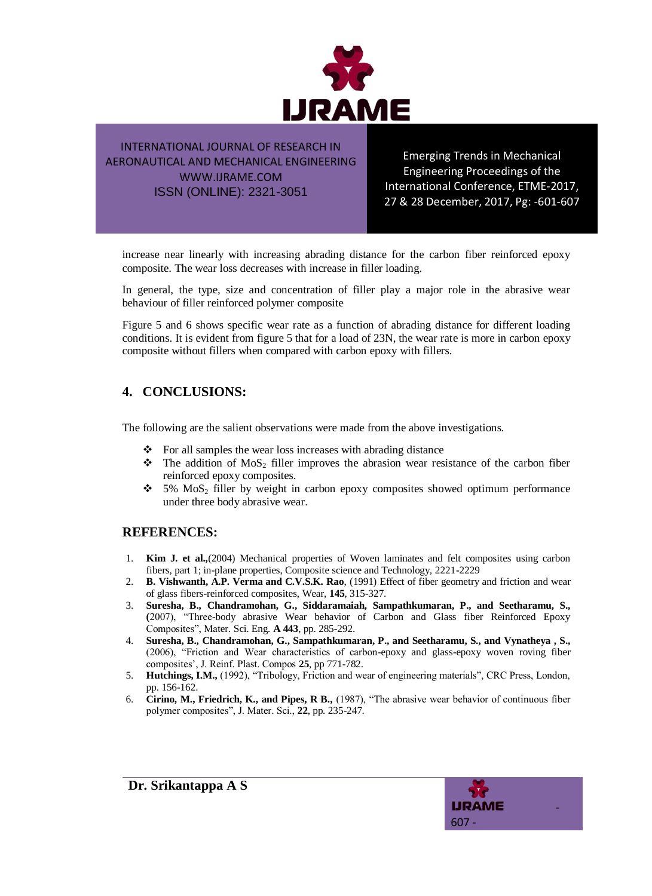increase near linearly with increasing abrading distance for the carbon fiber reinforced epoxy composite. The wear loss decreases with increase in filler loading.

In general, the type, size and concentration of filler play a major role in the abrasive wear behaviour of filler reinforced polymer composite

Figure 5 and 6 shows specific wear rate as a function of abrading distance for different loading conditions. It is evident from figure 5 that for a load of 23N, the wear rate is more in carbon epoxy composite without fillers when compared with carbon epoxy with fillers.

## 4. CONCLUSIONS:

The following are the salient observations were made from the above investigations.

- For all samples the wear loss increases with abrading distance
- The addition of $MoS_2$ filler improves the abrasion wear resistance of the carbon fiber reinforced epoxy composites.
- 5% $MoS_2$ filler by weight in carbon epoxy composites showed optimum performance under three body abrasive wear.

## REFERENCES:

1. **Kim J. et al.,**(2004) Mechanical properties of Woven laminates and felt composites using carbon fibers, part 1; in-plane properties, Composite science and Technology, 2221-2229
2. **B. Vishwanth, A.P. Verma and C.V.S.K. Rao**, (1991) Effect of fiber geometry and friction and wear of glass fibers-reinforced composites, Wear, **145**, 315-327.
3. **Suresha, B., Chandramohan, G., Siddaramaiah, Sampathkumaran, P., and Seetharamu, S., (**2007), "Three-body abrasive Wear behavior of Carbon and Glass fiber Reinforced Epoxy Composites", Mater. Sci. Eng. **A 443**, pp. 285-292.
4. **Suresha, B., Chandramohan, G., Sampathkumaran, P., and Seetharamu, S., and Vynatheya , S.,** (2006), "Friction and Wear characteristics of carbon-epoxy and glass-epoxy woven roving fiber composites', J. Reinf. Plast. Compos **25**, pp 771-782.
5. **Hutchings, I.M.,** (1992), "Tribology, Friction and wear of engineering materials", CRC Press, London, pp. 156-162.
6. **Cirino, M., Friedrich, K., and Pipes, R B.,** (1987), "The abrasive wear behavior of continuous fiber polymer composites", J. Mater. Sci., **22**, pp. 235-247.

**Dr. Srikantappa A S**